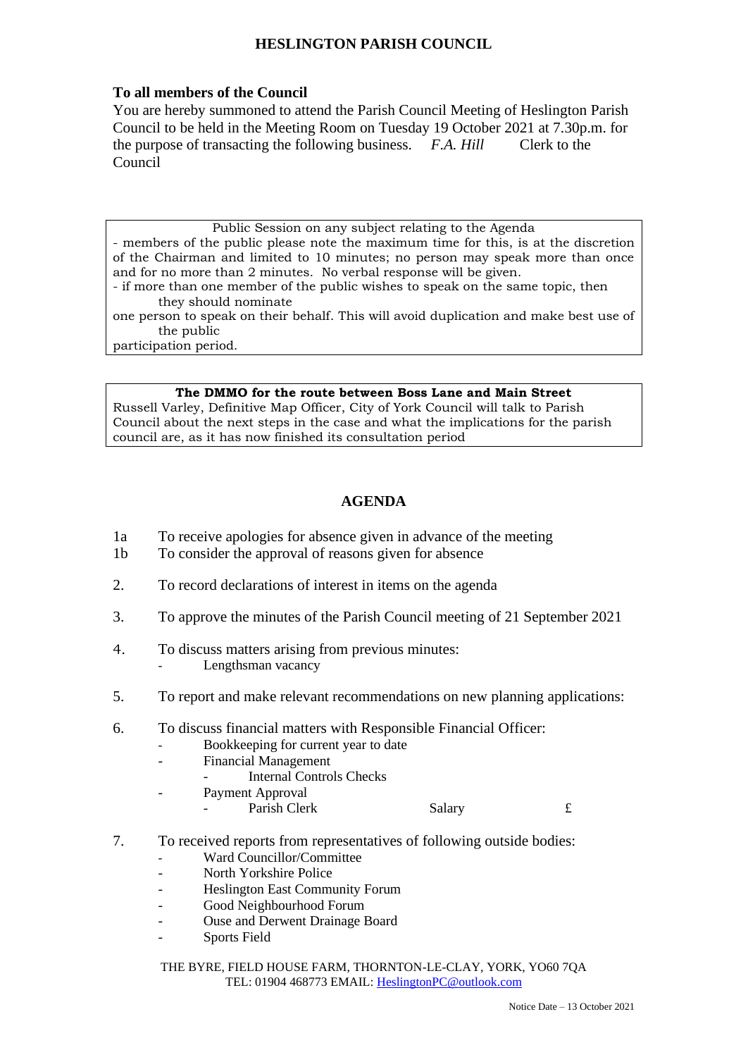# HESLINGTON PARISH COUNCIL

**To all members of the Council**

You are hereby summoned to attend the Parish Council Meeting of Heslington Parish Council to be held in the Meeting Room on Tuesday 19 October 2021 at 7.30p.m. for the purpose of transacting the following business. *F.A. Hill* Clerk to the Council

Public Session on any subject relating to the Agenda

- members of the public please note the maximum time for this, is at the discretion of the Chairman and limited to 10 minutes; no person may speak more than once and for no more than 2 minutes. No verbal response will be given.
- if more than one member of the public wishes to speak on the same topic, then they should nominate one person to speak on their behalf. This will avoid duplication and make best use of the public participation period.

**The DMMO for the route between Boss Lane and Main Street**

Russell Varley, Definitive Map Officer, City of York Council will talk to Parish Council about the next steps in the case and what the implications for the parish council are, as it has now finished its consultation period

## AGENDA

1a To receive apologies for absence given in advance of the meeting

1b To consider the approval of reasons given for absence

2. To record declarations of interest in items on the agenda

3. To approve the minutes of the Parish Council meeting of 21 September 2021

4. To discuss matters arising from previous minutes:
   - Lengthsman vacancy

5. To report and make relevant recommendations on new planning applications:

6. To discuss financial matters with Responsible Financial Officer:
   - Bookkeeping for current year to date
   - Financial Management
     - Internal Controls Checks
   - Payment Approval
     - Parish Clerk Salary £

7. To received reports from representatives of following outside bodies:
   - Ward Councillor/Committee
   - North Yorkshire Police
   - Heslington East Community Forum
   - Good Neighbourhood Forum
   - Ouse and Derwent Drainage Board
   - Sports Field

THE BYRE, FIELD HOUSE FARM, THORNTON-LE-CLAY, YORK, YO60 7QA
TEL: 01904 468773 EMAIL: HeslingtonPC@outlook.com

Notice Date – 13 October 2021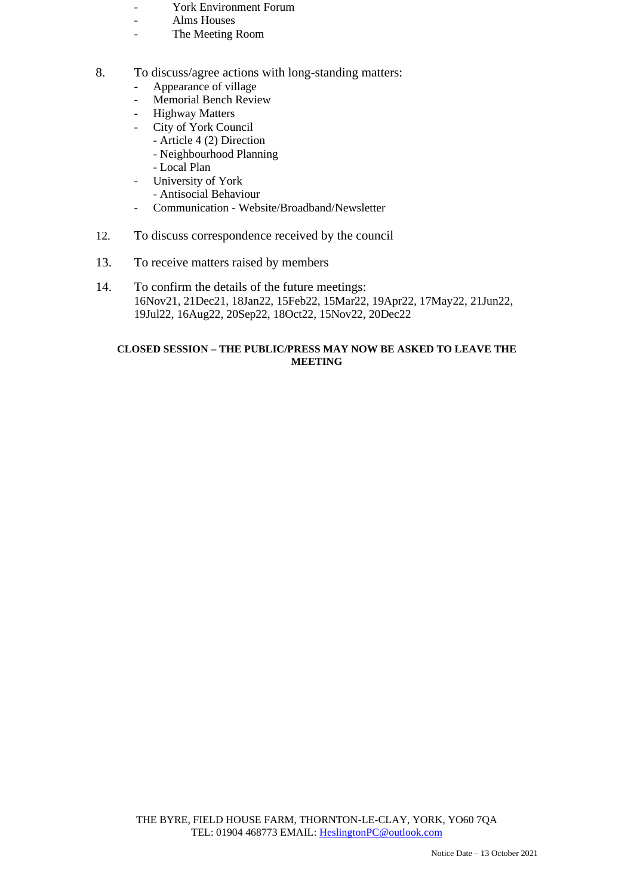- York Environment Forum
- Alms Houses
- The Meeting Room

8. To discuss/agree actions with long-standing matters:
   - Appearance of village
   - Memorial Bench Review
   - Highway Matters
   - City of York Council
     - Article 4 (2) Direction
     - Neighbourhood Planning
     - Local Plan
   - University of York
     - Antisocial Behaviour
   - Communication - Website/Broadband/Newsletter

12. To discuss correspondence received by the council

13. To receive matters raised by members

14. To confirm the details of the future meetings:
    16Nov21, 21Dec21, 18Jan22, 15Feb22, 15Mar22, 19Apr22, 17May22, 21Jun22, 19Jul22, 16Aug22, 20Sep22, 18Oct22, 15Nov22, 20Dec22

**CLOSED SESSION – THE PUBLIC/PRESS MAY NOW BE ASKED TO LEAVE THE MEETING**

THE BYRE, FIELD HOUSE FARM, THORNTON-LE-CLAY, YORK, YO60 7QA
TEL: 01904 468773 EMAIL: HeslingtonPC@outlook.com

Notice Date – 13 October 2021